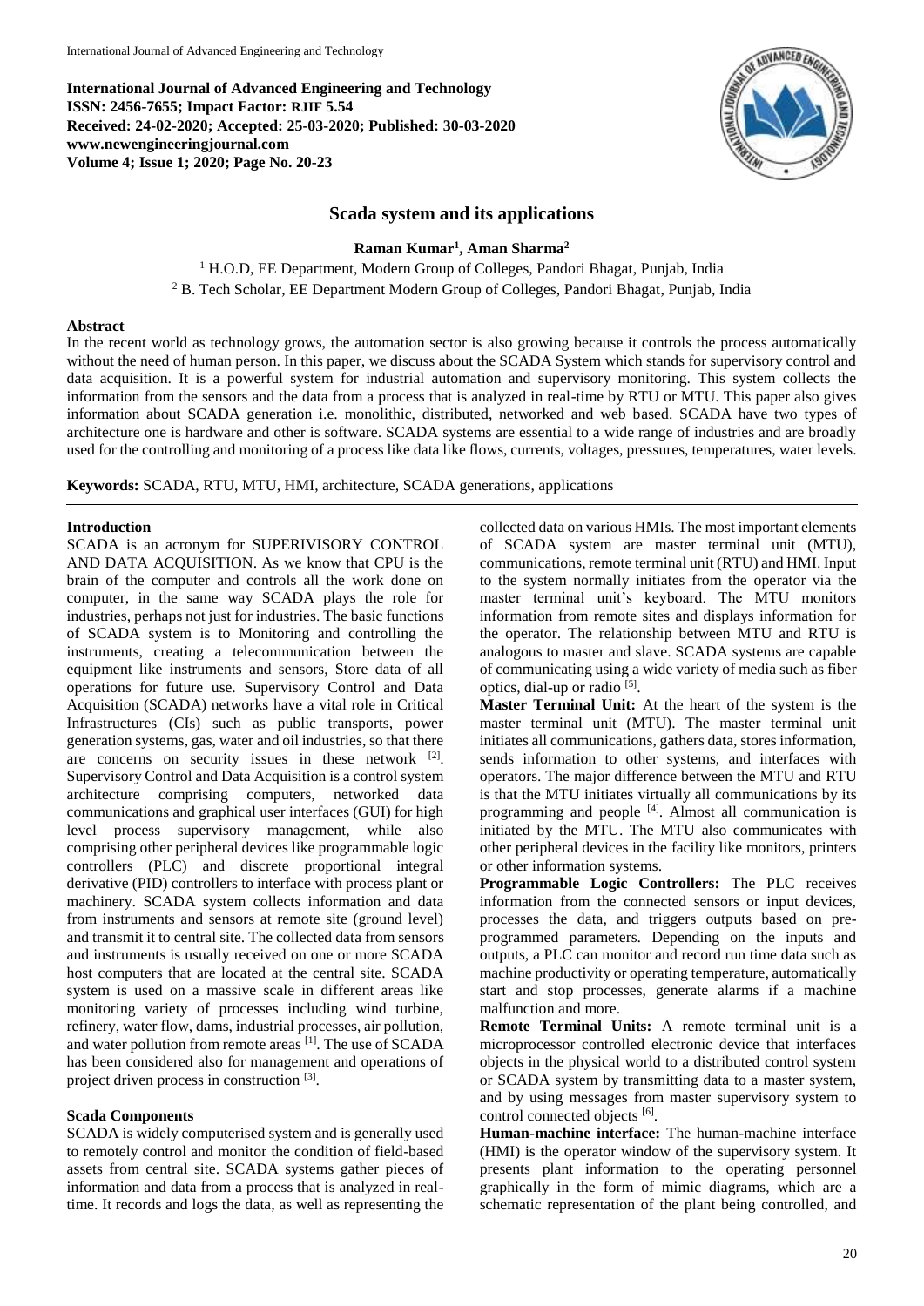**International Journal of Advanced Engineering and Technology**
**ISSN: 2456-7655; Impact Factor: RJIF 5.54**
**Received: 24-02-2020; Accepted: 25-03-2020; Published: 30-03-2020**
**www.newengineeringjournal.com**
**Volume 4; Issue 1; 2020; Page No. 20-23**

# Scada system and its applications

**Raman Kumar[1], Aman Sharma[2]**

[1] H.O.D, EE Department, Modern Group of Colleges, Pandori Bhagat, Punjab, India

[2] B. Tech Scholar, EE Department Modern Group of Colleges, Pandori Bhagat, Punjab, India

## Abstract

In the recent world as technology grows, the automation sector is also growing because it controls the process automatically without the need of human person. In this paper, we discuss about the SCADA System which stands for supervisory control and data acquisition. It is a powerful system for industrial automation and supervisory monitoring. This system collects the information from the sensors and the data from a process that is analyzed in real-time by RTU or MTU. This paper also gives information about SCADA generation i.e. monolithic, distributed, networked and web based. SCADA have two types of architecture one is hardware and other is software. SCADA systems are essential to a wide range of industries and are broadly used for the controlling and monitoring of a process like data like flows, currents, voltages, pressures, temperatures, water levels.

**Keywords:** SCADA, RTU, MTU, HMI, architecture, SCADA generations, applications

## Introduction

SCADA is an acronym for SUPERIVISORY CONTROL AND DATA ACQUISITION. As we know that CPU is the brain of the computer and controls all the work done on computer, in the same way SCADA plays the role for industries, perhaps not just for industries. The basic functions of SCADA system is to Monitoring and controlling the instruments, creating a telecommunication between the equipment like instruments and sensors, Store data of all operations for future use. Supervisory Control and Data Acquisition (SCADA) networks have a vital role in Critical Infrastructures (CIs) such as public transports, power generation systems, gas, water and oil industries, so that there are concerns on security issues in these network [2]. Supervisory Control and Data Acquisition is a control system architecture comprising computers, networked data communications and graphical user interfaces (GUI) for high level process supervisory management, while also comprising other peripheral devices like programmable logic controllers (PLC) and discrete proportional integral derivative (PID) controllers to interface with process plant or machinery. SCADA system collects information and data from instruments and sensors at remote site (ground level) and transmit it to central site. The collected data from sensors and instruments is usually received on one or more SCADA host computers that are located at the central site. SCADA system is used on a massive scale in different areas like monitoring variety of processes including wind turbine, refinery, water flow, dams, industrial processes, air pollution, and water pollution from remote areas [1]. The use of SCADA has been considered also for management and operations of project driven process in construction [3].

## Scada Components

SCADA is widely computerised system and is generally used to remotely control and monitor the condition of field-based assets from central site. SCADA systems gather pieces of information and data from a process that is analyzed in real-time. It records and logs the data, as well as representing the collected data on various HMIs. The most important elements of SCADA system are master terminal unit (MTU), communications, remote terminal unit (RTU) and HMI. Input to the system normally initiates from the operator via the master terminal unit's keyboard. The MTU monitors information from remote sites and displays information for the operator. The relationship between MTU and RTU is analogous to master and slave. SCADA systems are capable of communicating using a wide variety of media such as fiber optics, dial-up or radio [5].

**Master Terminal Unit:** At the heart of the system is the master terminal unit (MTU). The master terminal unit initiates all communications, gathers data, stores information, sends information to other systems, and interfaces with operators. The major difference between the MTU and RTU is that the MTU initiates virtually all communications by its programming and people [4]. Almost all communication is initiated by the MTU. The MTU also communicates with other peripheral devices in the facility like monitors, printers or other information systems.

**Programmable Logic Controllers:** The PLC receives information from the connected sensors or input devices, processes the data, and triggers outputs based on pre-programmed parameters. Depending on the inputs and outputs, a PLC can monitor and record run time data such as machine productivity or operating temperature, automatically start and stop processes, generate alarms if a machine malfunction and more.

**Remote Terminal Units:** A remote terminal unit is a microprocessor controlled electronic device that interfaces objects in the physical world to a distributed control system or SCADA system by transmitting data to a master system, and by using messages from master supervisory system to control connected objects [6].

**Human-machine interface:** The human-machine interface (HMI) is the operator window of the supervisory system. It presents plant information to the operating personnel graphically in the form of mimic diagrams, which are a schematic representation of the plant being controlled, and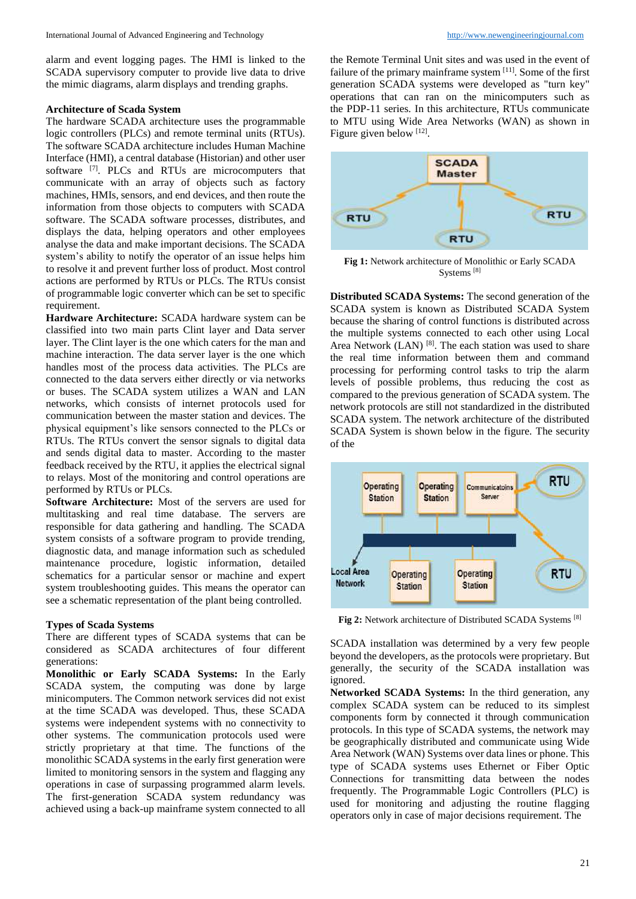alarm and event logging pages. The HMI is linked to the SCADA supervisory computer to provide live data to drive the mimic diagrams, alarm displays and trending graphs.

### Architecture of Scada System

The hardware SCADA architecture uses the programmable logic controllers (PLCs) and remote terminal units (RTUs). The software SCADA architecture includes Human Machine Interface (HMI), a central database (Historian) and other user software [7]. PLCs and RTUs are microcomputers that communicate with an array of objects such as factory machines, HMIs, sensors, and end devices, and then route the information from those objects to computers with SCADA software. The SCADA software processes, distributes, and displays the data, helping operators and other employees analyse the data and make important decisions. The SCADA system's ability to notify the operator of an issue helps him to resolve it and prevent further loss of product. Most control actions are performed by RTUs or PLCs. The RTUs consist of programmable logic converter which can be set to specific requirement.

**Hardware Architecture:** SCADA hardware system can be classified into two main parts Clint layer and Data server layer. The Clint layer is the one which caters for the man and machine interaction. The data server layer is the one which handles most of the process data activities. The PLCs are connected to the data servers either directly or via networks or buses. The SCADA system utilizes a WAN and LAN networks, which consists of internet protocols used for communication between the master station and devices. The physical equipment's like sensors connected to the PLCs or RTUs. The RTUs convert the sensor signals to digital data and sends digital data to master. According to the master feedback received by the RTU, it applies the electrical signal to relays. Most of the monitoring and control operations are performed by RTUs or PLCs.

**Software Architecture:** Most of the servers are used for multitasking and real time database. The servers are responsible for data gathering and handling. The SCADA system consists of a software program to provide trending, diagnostic data, and manage information such as scheduled maintenance procedure, logistic information, detailed schematics for a particular sensor or machine and expert system troubleshooting guides. This means the operator can see a schematic representation of the plant being controlled.

### Types of Scada Systems

There are different types of SCADA systems that can be considered as SCADA architectures of four different generations:

**Monolithic or Early SCADA Systems:** In the Early SCADA system, the computing was done by large minicomputers. The Common network services did not exist at the time SCADA was developed. Thus, these SCADA systems were independent systems with no connectivity to other systems. The communication protocols used were strictly proprietary at that time. The functions of the monolithic SCADA systems in the early first generation were limited to monitoring sensors in the system and flagging any operations in case of surpassing programmed alarm levels. The first-generation SCADA system redundancy was achieved using a back-up mainframe system connected to all the Remote Terminal Unit sites and was used in the event of failure of the primary mainframe system [11]. Some of the first generation SCADA systems were developed as "turn key" operations that can ran on the minicomputers such as the PDP-11 series. In this architecture, RTUs communicate to MTU using Wide Area Networks (WAN) as shown in Figure given below [12].

**Fig 1:** Network architecture of Monolithic or Early SCADA Systems [8]

**Distributed SCADA Systems:** The second generation of the SCADA system is known as Distributed SCADA System because the sharing of control functions is distributed across the multiple systems connected to each other using Local Area Network (LAN) [8]. The each station was used to share the real time information between them and command processing for performing control tasks to trip the alarm levels of possible problems, thus reducing the cost as compared to the previous generation of SCADA system. The network protocols are still not standardized in the distributed SCADA system. The network architecture of the distributed SCADA System is shown below in the figure. The security of the SCADA installation was determined by a very few people beyond the developers, as the protocols were proprietary. But generally, the security of the SCADA installation was ignored.

**Fig 2:** Network architecture of Distributed SCADA Systems [8]

**Networked SCADA Systems:** In the third generation, any complex SCADA system can be reduced to its simplest components form by connected it through communication protocols. In this type of SCADA systems, the network may be geographically distributed and communicate using Wide Area Network (WAN) Systems over data lines or phone. This type of SCADA systems uses Ethernet or Fiber Optic Connections for transmitting data between the nodes frequently. The Programmable Logic Controllers (PLC) is used for monitoring and adjusting the routine flagging operators only in case of major decisions requirement. The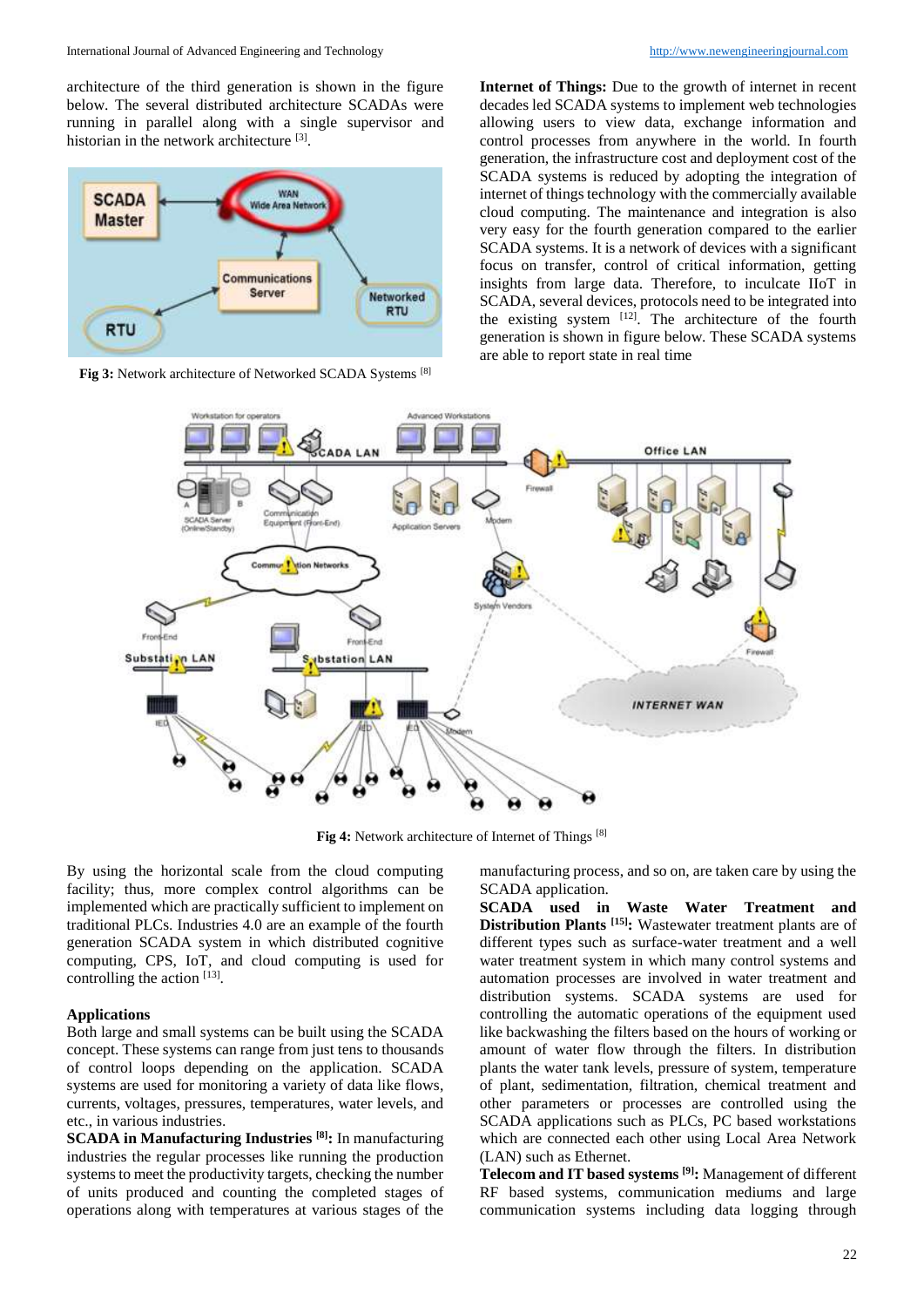architecture of the third generation is shown in the figure below. The several distributed architecture SCADAs were running in parallel along with a single supervisor and historian in the network architecture [3].

Fig 3: Network architecture of Networked SCADA Systems [8]

**Internet of Things:** Due to the growth of internet in recent decades led SCADA systems to implement web technologies allowing users to view data, exchange information and control processes from anywhere in the world. In fourth generation, the infrastructure cost and deployment cost of the SCADA systems is reduced by adopting the integration of internet of things technology with the commercially available cloud computing. The maintenance and integration is also very easy for the fourth generation compared to the earlier SCADA systems. It is a network of devices with a significant focus on transfer, control of critical information, getting insights from large data. Therefore, to inculcate IIoT in SCADA, several devices, protocols need to be integrated into the existing system [12]. The architecture of the fourth generation is shown in figure below. These SCADA systems are able to report state in real time

Fig 4: Network architecture of Internet of Things [8]

By using the horizontal scale from the cloud computing facility; thus, more complex control algorithms can be implemented which are practically sufficient to implement on traditional PLCs. Industries 4.0 are an example of the fourth generation SCADA system in which distributed cognitive computing, CPS, IoT, and cloud computing is used for controlling the action [13].

## Applications

Both large and small systems can be built using the SCADA concept. These systems can range from just tens to thousands of control loops depending on the application. SCADA systems are used for monitoring a variety of data like flows, currents, voltages, pressures, temperatures, water levels, and etc., in various industries.

**SCADA in Manufacturing Industries [8]:** In manufacturing industries the regular processes like running the production systems to meet the productivity targets, checking the number of units produced and counting the completed stages of operations along with temperatures at various stages of the manufacturing process, and so on, are taken care by using the SCADA application.

**SCADA used in Waste Water Treatment and Distribution Plants [15]:** Wastewater treatment plants are of different types such as surface-water treatment and a well water treatment system in which many control systems and automation processes are involved in water treatment and distribution systems. SCADA systems are used for controlling the automatic operations of the equipment used like backwashing the filters based on the hours of working or amount of water flow through the filters. In distribution plants the water tank levels, pressure of system, temperature of plant, sedimentation, filtration, chemical treatment and other parameters or processes are controlled using the SCADA applications such as PLCs, PC based workstations which are connected each other using Local Area Network (LAN) such as Ethernet.

**Telecom and IT based systems [9]:** Management of different RF based systems, communication mediums and large communication systems including data logging through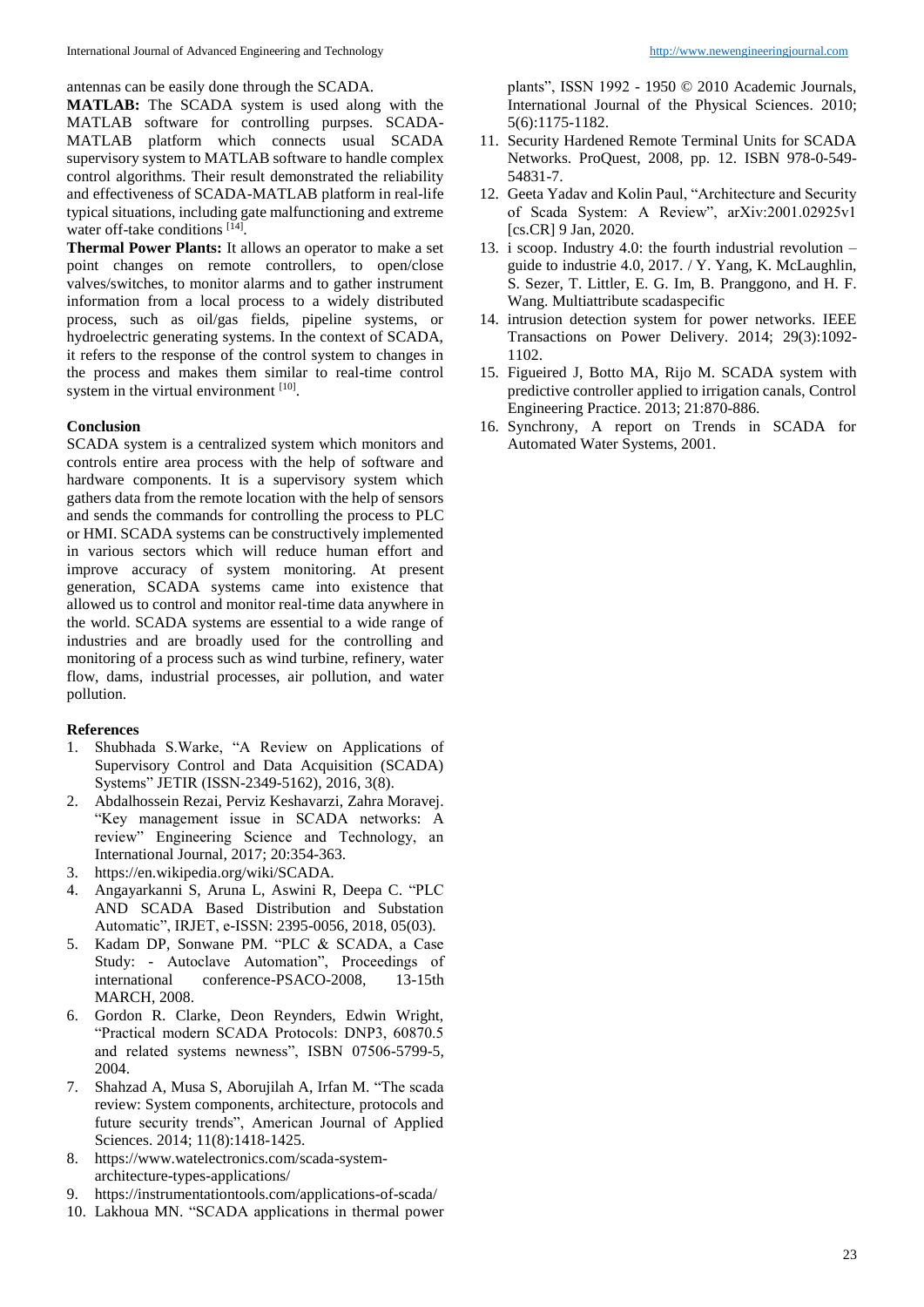antennas can be easily done through the SCADA.

**MATLAB:** The SCADA system is used along with the MATLAB software for controlling purpses. SCADA-MATLAB platform which connects usual SCADA supervisory system to MATLAB software to handle complex control algorithms. Their result demonstrated the reliability and effectiveness of SCADA-MATLAB platform in real-life typical situations, including gate malfunctioning and extreme water off-take conditions [14].

**Thermal Power Plants:** It allows an operator to make a set point changes on remote controllers, to open/close valves/switches, to monitor alarms and to gather instrument information from a local process to a widely distributed process, such as oil/gas fields, pipeline systems, or hydroelectric generating systems. In the context of SCADA, it refers to the response of the control system to changes in the process and makes them similar to real-time control system in the virtual environment [10].

## Conclusion

SCADA system is a centralized system which monitors and controls entire area process with the help of software and hardware components. It is a supervisory system which gathers data from the remote location with the help of sensors and sends the commands for controlling the process to PLC or HMI. SCADA systems can be constructively implemented in various sectors which will reduce human effort and improve accuracy of system monitoring. At present generation, SCADA systems came into existence that allowed us to control and monitor real-time data anywhere in the world. SCADA systems are essential to a wide range of industries and are broadly used for the controlling and monitoring of a process such as wind turbine, refinery, water flow, dams, industrial processes, air pollution, and water pollution.

## References

1. Shubhada S.Warke, "A Review on Applications of Supervisory Control and Data Acquisition (SCADA) Systems" JETIR (ISSN-2349-5162), 2016, 3(8).
2. Abdalhossein Rezai, Perviz Keshavarzi, Zahra Moravej. "Key management issue in SCADA networks: A review" Engineering Science and Technology, an International Journal, 2017; 20:354-363.
3. https://en.wikipedia.org/wiki/SCADA.
4. Angayarkanni S, Aruna L, Aswini R, Deepa C. "PLC AND SCADA Based Distribution and Substation Automatic", IRJET, e-ISSN: 2395-0056, 2018, 05(03).
5. Kadam DP, Sonwane PM. "PLC & SCADA, a Case Study: - Autoclave Automation", Proceedings of international conference-PSACO-2008, 13-15th MARCH, 2008.
6. Gordon R. Clarke, Deon Reynders, Edwin Wright, "Practical modern SCADA Protocols: DNP3, 60870.5 and related systems newness", ISBN 07506-5799-5, 2004.
7. Shahzad A, Musa S, Aborujilah A, Irfan M. "The scada review: System components, architecture, protocols and future security trends", American Journal of Applied Sciences. 2014; 11(8):1418-1425.
8. https://www.watelectronics.com/scada-system-architecture-types-applications/
9. https://instrumentationtools.com/applications-of-scada/
10. Lakhoua MN. "SCADA applications in thermal power plants", ISSN 1992 - 1950 © 2010 Academic Journals, International Journal of the Physical Sciences. 2010; 5(6):1175-1182.
11. Security Hardened Remote Terminal Units for SCADA Networks. ProQuest, 2008, pp. 12. ISBN 978-0-549-54831-7.
12. Geeta Yadav and Kolin Paul, "Architecture and Security of Scada System: A Review", arXiv:2001.02925v1 [cs.CR] 9 Jan, 2020.
13. i scoop. Industry 4.0: the fourth industrial revolution – guide to industrie 4.0, 2017. / Y. Yang, K. McLaughlin, S. Sezer, T. Littler, E. G. Im, B. Pranggono, and H. F. Wang. Multiattribute scadaspecific
14. intrusion detection system for power networks. IEEE Transactions on Power Delivery. 2014; 29(3):1092-1102.
15. Figueired J, Botto MA, Rijo M. SCADA system with predictive controller applied to irrigation canals, Control Engineering Practice. 2013; 21:870-886.
16. Synchrony, A report on Trends in SCADA for Automated Water Systems, 2001.